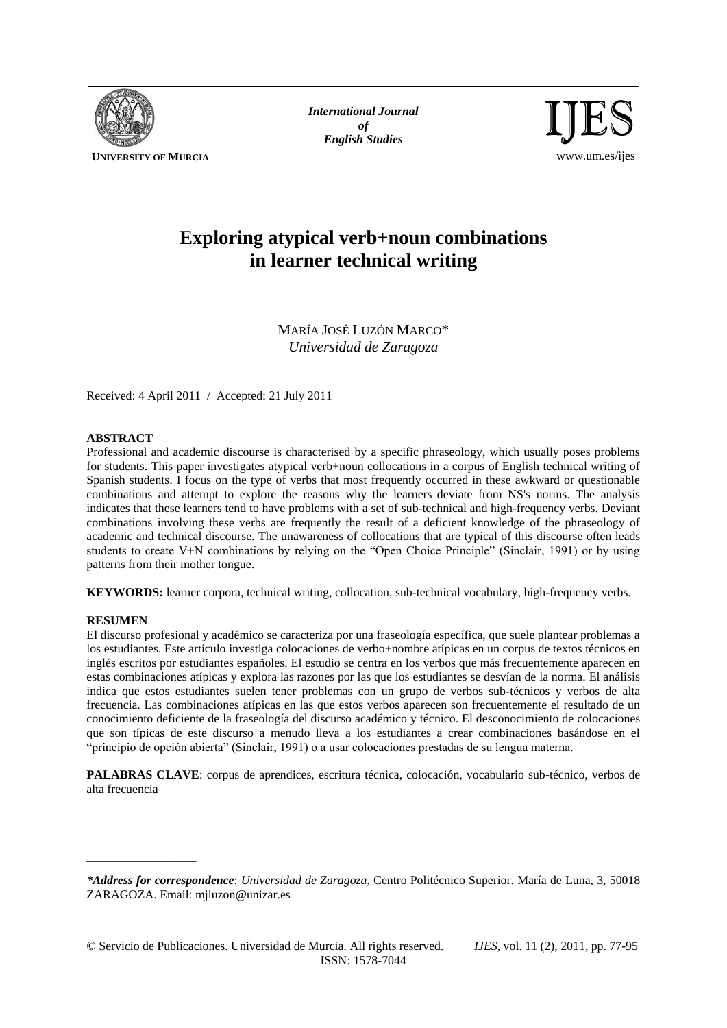# Exploring atypical verb+noun combinations in learner technical writing

MARÍA JOSÉ LUZÓN MARCO*
*Universidad de Zaragoza*

Received: 4 April 2011 / Accepted: 21 July 2011

**ABSTRACT**

Professional and academic discourse is characterised by a specific phraseology, which usually poses problems for students. This paper investigates atypical verb+noun collocations in a corpus of English technical writing of Spanish students. I focus on the type of verbs that most frequently occurred in these awkward or questionable combinations and attempt to explore the reasons why the learners deviate from NS's norms. The analysis indicates that these learners tend to have problems with a set of sub-technical and high-frequency verbs. Deviant combinations involving these verbs are frequently the result of a deficient knowledge of the phraseology of academic and technical discourse. The unawareness of collocations that are typical of this discourse often leads students to create V+N combinations by relying on the "Open Choice Principle" (Sinclair, 1991) or by using patterns from their mother tongue.

**KEYWORDS:** learner corpora, technical writing, collocation, sub-technical vocabulary, high-frequency verbs.

**RESUMEN**

El discurso profesional y académico se caracteriza por una fraseología específica, que suele plantear problemas a los estudiantes. Este artículo investiga colocaciones de verbo+nombre atípicas en un corpus de textos técnicos en inglés escritos por estudiantes españoles. El estudio se centra en los verbos que más frecuentemente aparecen en estas combinaciones atípicas y explora las razones por las que los estudiantes se desvían de la norma. El análisis indica que estos estudiantes suelen tener problemas con un grupo de verbos sub-técnicos y verbos de alta frecuencia. Las combinaciones atípicas en las que estos verbos aparecen son frecuentemente el resultado de un conocimiento deficiente de la fraseología del discurso académico y técnico. El desconocimiento de colocaciones que son típicas de este discurso a menudo lleva a los estudiantes a crear combinaciones basándose en el "principio de opción abierta" (Sinclair, 1991) o a usar colocaciones prestadas de su lengua materna.

**PALABRAS CLAVE**: corpus de aprendices, escritura técnica, colocación, vocabulario sub-técnico, verbos de alta frecuencia

---

***Address for correspondence**: *Universidad de Zaragoza*, Centro Politécnico Superior. María de Luna, 3, 50018 ZARAGOZA. Email: mjluzon@unizar.es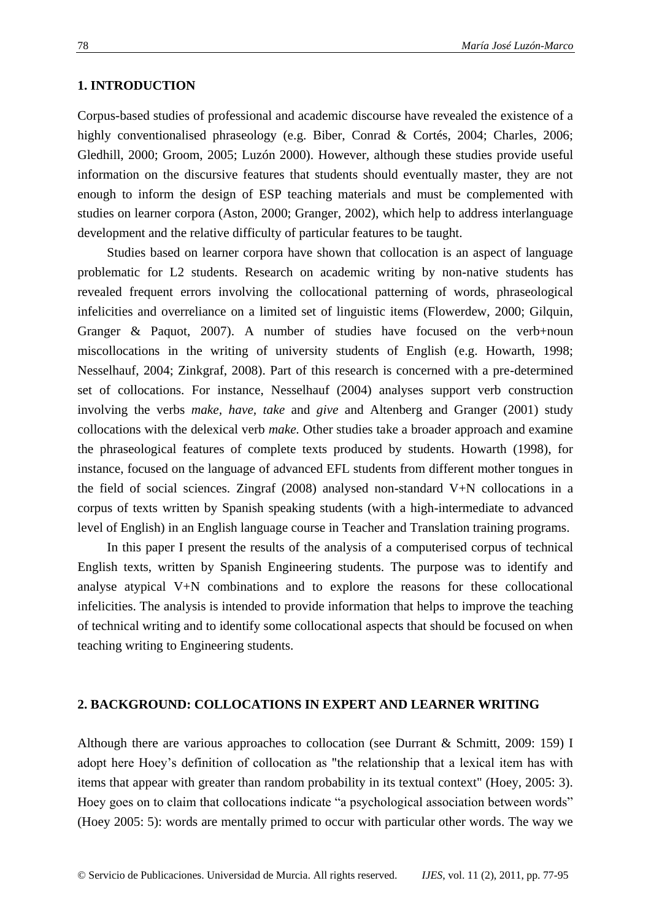## 1. INTRODUCTION

Corpus-based studies of professional and academic discourse have revealed the existence of a highly conventionalised phraseology (e.g. Biber, Conrad & Cortés, 2004; Charles, 2006; Gledhill, 2000; Groom, 2005; Luzón 2000). However, although these studies provide useful information on the discursive features that students should eventually master, they are not enough to inform the design of ESP teaching materials and must be complemented with studies on learner corpora (Aston, 2000; Granger, 2002), which help to address interlanguage development and the relative difficulty of particular features to be taught.

Studies based on learner corpora have shown that collocation is an aspect of language problematic for L2 students. Research on academic writing by non-native students has revealed frequent errors involving the collocational patterning of words, phraseological infelicities and overreliance on a limited set of linguistic items (Flowerdew, 2000; Gilquin, Granger & Paquot, 2007). A number of studies have focused on the verb+noun miscollocations in the writing of university students of English (e.g. Howarth, 1998; Nesselhauf, 2004; Zinkgraf, 2008). Part of this research is concerned with a pre-determined set of collocations. For instance, Nesselhauf (2004) analyses support verb construction involving the verbs *make, have, take* and *give* and Altenberg and Granger (2001) study collocations with the delexical verb *make.* Other studies take a broader approach and examine the phraseological features of complete texts produced by students. Howarth (1998), for instance, focused on the language of advanced EFL students from different mother tongues in the field of social sciences. Zingraf (2008) analysed non-standard V+N collocations in a corpus of texts written by Spanish speaking students (with a high-intermediate to advanced level of English) in an English language course in Teacher and Translation training programs.

In this paper I present the results of the analysis of a computerised corpus of technical English texts, written by Spanish Engineering students. The purpose was to identify and analyse atypical V+N combinations and to explore the reasons for these collocational infelicities. The analysis is intended to provide information that helps to improve the teaching of technical writing and to identify some collocational aspects that should be focused on when teaching writing to Engineering students.

## 2. BACKGROUND: COLLOCATIONS IN EXPERT AND LEARNER WRITING

Although there are various approaches to collocation (see Durrant & Schmitt, 2009: 159) I adopt here Hoey's definition of collocation as "the relationship that a lexical item has with items that appear with greater than random probability in its textual context" (Hoey, 2005: 3). Hoey goes on to claim that collocations indicate "a psychological association between words" (Hoey 2005: 5): words are mentally primed to occur with particular other words. The way we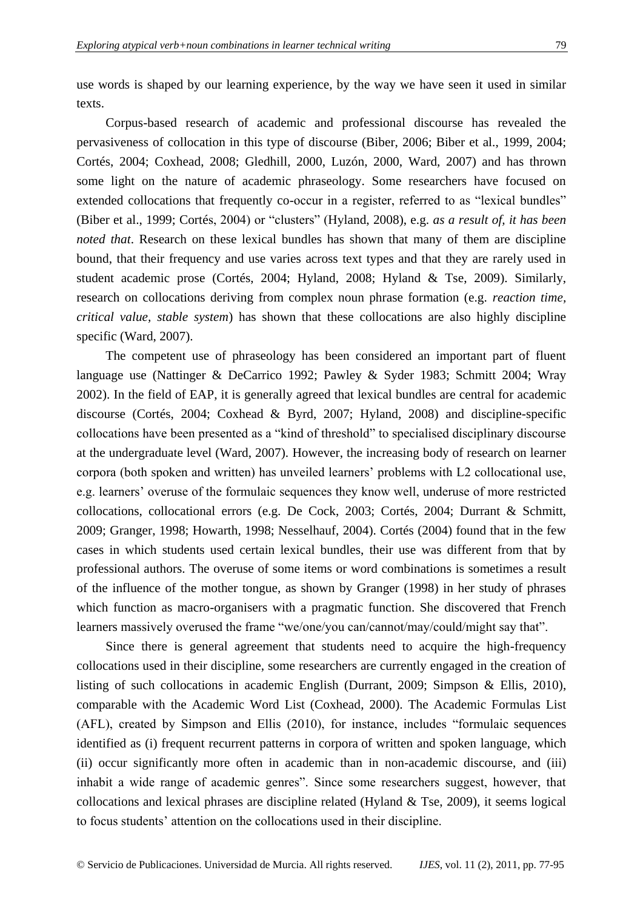use words is shaped by our learning experience, by the way we have seen it used in similar texts.

Corpus-based research of academic and professional discourse has revealed the pervasiveness of collocation in this type of discourse (Biber, 2006; Biber et al., 1999, 2004; Cortés, 2004; Coxhead, 2008; Gledhill, 2000, Luzón, 2000, Ward, 2007) and has thrown some light on the nature of academic phraseology. Some researchers have focused on extended collocations that frequently co-occur in a register, referred to as "lexical bundles" (Biber et al., 1999; Cortés, 2004) or "clusters" (Hyland, 2008), e.g. *as a result of, it has been noted that*. Research on these lexical bundles has shown that many of them are discipline bound, that their frequency and use varies across text types and that they are rarely used in student academic prose (Cortés, 2004; Hyland, 2008; Hyland & Tse, 2009). Similarly, research on collocations deriving from complex noun phrase formation (e.g. *reaction time, critical value, stable system*) has shown that these collocations are also highly discipline specific (Ward, 2007).

The competent use of phraseology has been considered an important part of fluent language use (Nattinger & DeCarrico 1992; Pawley & Syder 1983; Schmitt 2004; Wray 2002). In the field of EAP, it is generally agreed that lexical bundles are central for academic discourse (Cortés, 2004; Coxhead & Byrd, 2007; Hyland, 2008) and discipline-specific collocations have been presented as a "kind of threshold" to specialised disciplinary discourse at the undergraduate level (Ward, 2007). However, the increasing body of research on learner corpora (both spoken and written) has unveiled learners' problems with L2 collocational use, e.g. learners' overuse of the formulaic sequences they know well, underuse of more restricted collocations, collocational errors (e.g. De Cock, 2003; Cortés, 2004; Durrant & Schmitt, 2009; Granger, 1998; Howarth, 1998; Nesselhauf, 2004). Cortés (2004) found that in the few cases in which students used certain lexical bundles, their use was different from that by professional authors. The overuse of some items or word combinations is sometimes a result of the influence of the mother tongue, as shown by Granger (1998) in her study of phrases which function as macro-organisers with a pragmatic function. She discovered that French learners massively overused the frame "we/one/you can/cannot/may/could/might say that".

Since there is general agreement that students need to acquire the high-frequency collocations used in their discipline, some researchers are currently engaged in the creation of listing of such collocations in academic English (Durrant, 2009; Simpson & Ellis, 2010), comparable with the Academic Word List (Coxhead, 2000). The Academic Formulas List (AFL), created by Simpson and Ellis (2010), for instance, includes "formulaic sequences identified as (i) frequent recurrent patterns in corpora of written and spoken language, which (ii) occur significantly more often in academic than in non-academic discourse, and (iii) inhabit a wide range of academic genres". Since some researchers suggest, however, that collocations and lexical phrases are discipline related (Hyland & Tse, 2009), it seems logical to focus students' attention on the collocations used in their discipline.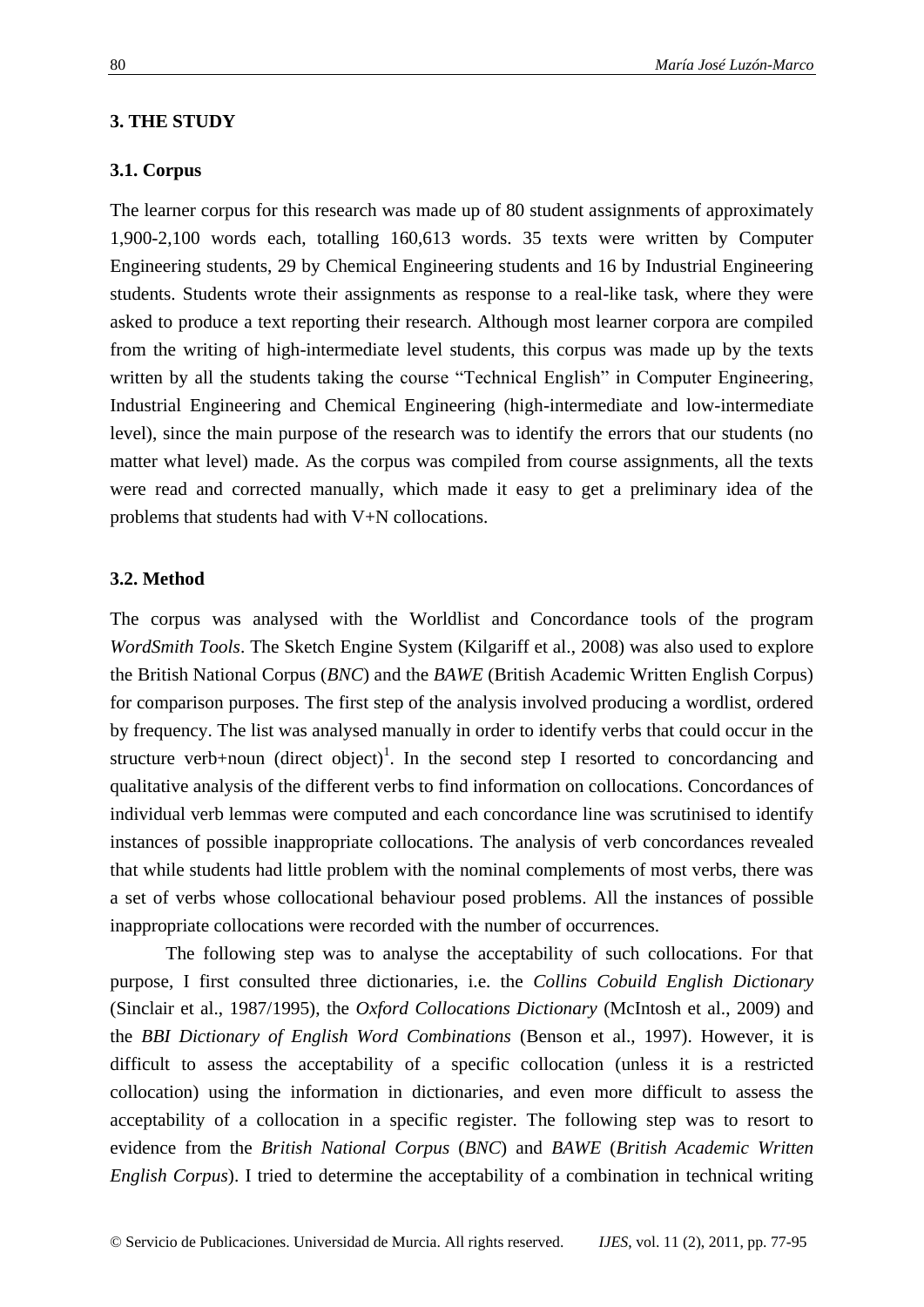## 3. THE STUDY

### 3.1. Corpus

The learner corpus for this research was made up of 80 student assignments of approximately 1,900-2,100 words each, totalling 160,613 words. 35 texts were written by Computer Engineering students, 29 by Chemical Engineering students and 16 by Industrial Engineering students. Students wrote their assignments as response to a real-like task, where they were asked to produce a text reporting their research. Although most learner corpora are compiled from the writing of high-intermediate level students, this corpus was made up by the texts written by all the students taking the course "Technical English" in Computer Engineering, Industrial Engineering and Chemical Engineering (high-intermediate and low-intermediate level), since the main purpose of the research was to identify the errors that our students (no matter what level) made. As the corpus was compiled from course assignments, all the texts were read and corrected manually, which made it easy to get a preliminary idea of the problems that students had with V+N collocations.

### 3.2. Method

The corpus was analysed with the Worldlist and Concordance tools of the program *WordSmith Tools*. The Sketch Engine System (Kilgariff et al., 2008) was also used to explore the British National Corpus (*BNC*) and the *BAWE* (British Academic Written English Corpus) for comparison purposes. The first step of the analysis involved producing a wordlist, ordered by frequency. The list was analysed manually in order to identify verbs that could occur in the structure verb+noun (direct object)[1]. In the second step I resorted to concordancing and qualitative analysis of the different verbs to find information on collocations. Concordances of individual verb lemmas were computed and each concordance line was scrutinised to identify instances of possible inappropriate collocations. The analysis of verb concordances revealed that while students had little problem with the nominal complements of most verbs, there was a set of verbs whose collocational behaviour posed problems. All the instances of possible inappropriate collocations were recorded with the number of occurrences.

The following step was to analyse the acceptability of such collocations. For that purpose, I first consulted three dictionaries, i.e. the *Collins Cobuild English Dictionary* (Sinclair et al., 1987/1995), the *Oxford Collocations Dictionary* (McIntosh et al., 2009) and the *BBI Dictionary of English Word Combinations* (Benson et al., 1997). However, it is difficult to assess the acceptability of a specific collocation (unless it is a restricted collocation) using the information in dictionaries, and even more difficult to assess the acceptability of a collocation in a specific register. The following step was to resort to evidence from the *British National Corpus* (*BNC*) and *BAWE* (*British Academic Written English Corpus*). I tried to determine the acceptability of a combination in technical writing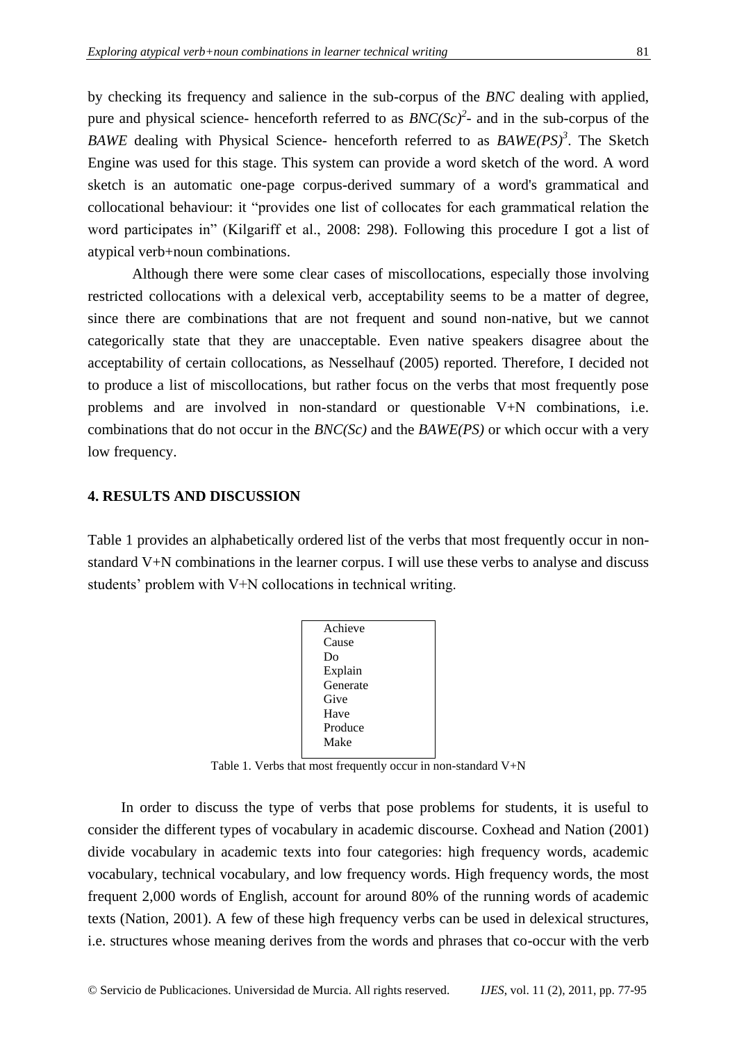by checking its frequency and salience in the sub-corpus of the *BNC* dealing with applied, pure and physical science- henceforth referred to as *BNC(Sc)*[2]- and in the sub-corpus of the *BAWE* dealing with Physical Science- henceforth referred to as *BAWE(PS)*[3]. The Sketch Engine was used for this stage. This system can provide a word sketch of the word. A word sketch is an automatic one-page corpus-derived summary of a word's grammatical and collocational behaviour: it "provides one list of collocates for each grammatical relation the word participates in" (Kilgariff et al., 2008: 298). Following this procedure I got a list of atypical verb+noun combinations.

Although there were some clear cases of miscollocations, especially those involving restricted collocations with a delexical verb, acceptability seems to be a matter of degree, since there are combinations that are not frequent and sound non-native, but we cannot categorically state that they are unacceptable. Even native speakers disagree about the acceptability of certain collocations, as Nesselhauf (2005) reported. Therefore, I decided not to produce a list of miscollocations, but rather focus on the verbs that most frequently pose problems and are involved in non-standard or questionable V+N combinations, i.e. combinations that do not occur in the *BNC(Sc)* and the *BAWE(PS)* or which occur with a very low frequency.

## 4. RESULTS AND DISCUSSION

Table 1 provides an alphabetically ordered list of the verbs that most frequently occur in non-standard V+N combinations in the learner corpus. I will use these verbs to analyse and discuss students' problem with V+N collocations in technical writing.

| |
|---|
| Achieve |
| Cause |
| Do |
| Explain |
| Generate |
| Give |
| Have |
| Produce |
| Make |

Table 1. Verbs that most frequently occur in non-standard V+N

In order to discuss the type of verbs that pose problems for students, it is useful to consider the different types of vocabulary in academic discourse. Coxhead and Nation (2001) divide vocabulary in academic texts into four categories: high frequency words, academic vocabulary, technical vocabulary, and low frequency words. High frequency words, the most frequent 2,000 words of English, account for around 80% of the running words of academic texts (Nation, 2001). A few of these high frequency verbs can be used in delexical structures, i.e. structures whose meaning derives from the words and phrases that co-occur with the verb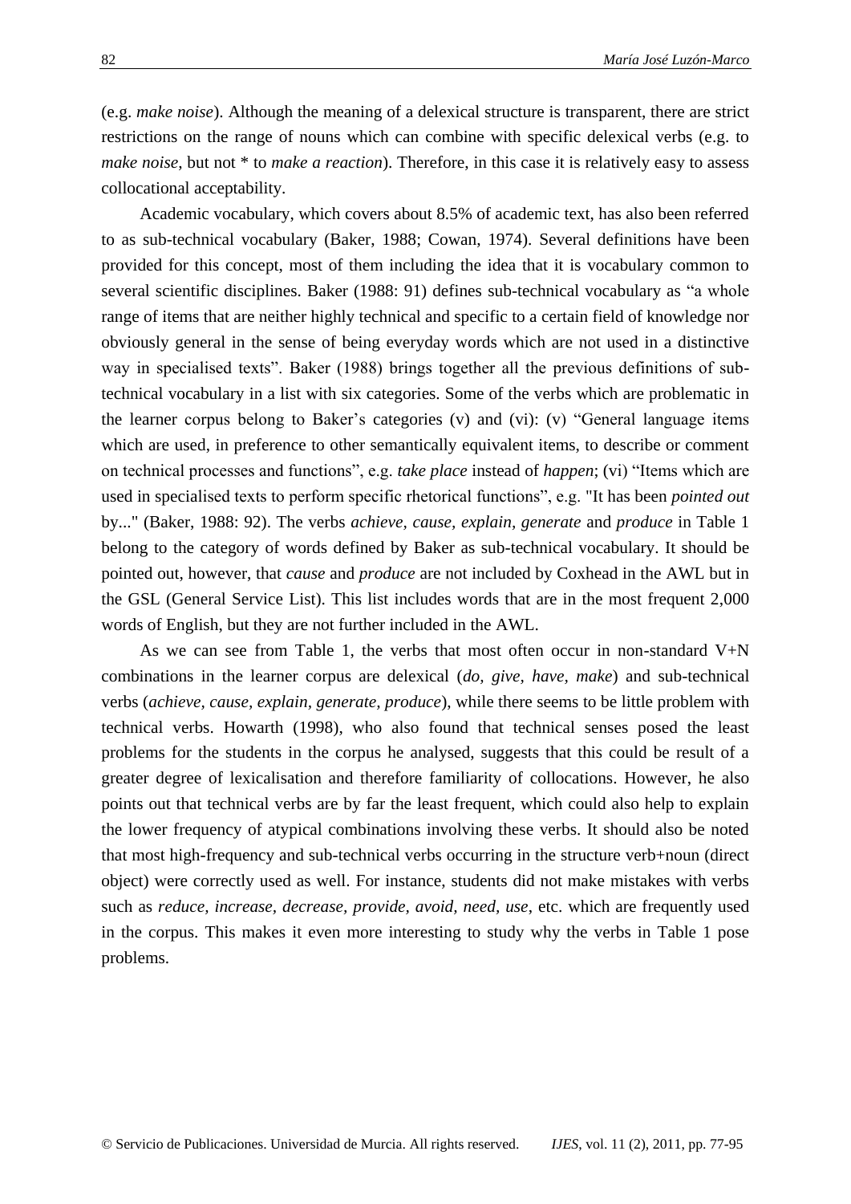(e.g. *make noise*). Although the meaning of a delexical structure is transparent, there are strict restrictions on the range of nouns which can combine with specific delexical verbs (e.g. to *make noise*, but not * to *make a reaction*). Therefore, in this case it is relatively easy to assess collocational acceptability.

Academic vocabulary, which covers about 8.5% of academic text, has also been referred to as sub-technical vocabulary (Baker, 1988; Cowan, 1974). Several definitions have been provided for this concept, most of them including the idea that it is vocabulary common to several scientific disciplines. Baker (1988: 91) defines sub-technical vocabulary as "a whole range of items that are neither highly technical and specific to a certain field of knowledge nor obviously general in the sense of being everyday words which are not used in a distinctive way in specialised texts". Baker (1988) brings together all the previous definitions of sub-technical vocabulary in a list with six categories. Some of the verbs which are problematic in the learner corpus belong to Baker's categories (v) and (vi): (v) "General language items which are used, in preference to other semantically equivalent items, to describe or comment on technical processes and functions", e.g. *take place* instead of *happen*; (vi) "Items which are used in specialised texts to perform specific rhetorical functions", e.g. "It has been *pointed out* by..." (Baker, 1988: 92). The verbs *achieve, cause, explain, generate* and *produce* in Table 1 belong to the category of words defined by Baker as sub-technical vocabulary. It should be pointed out, however, that *cause* and *produce* are not included by Coxhead in the AWL but in the GSL (General Service List). This list includes words that are in the most frequent 2,000 words of English, but they are not further included in the AWL.

As we can see from Table 1, the verbs that most often occur in non-standard V+N combinations in the learner corpus are delexical (*do, give, have, make*) and sub-technical verbs (*achieve, cause, explain, generate, produce*), while there seems to be little problem with technical verbs. Howarth (1998), who also found that technical senses posed the least problems for the students in the corpus he analysed, suggests that this could be result of a greater degree of lexicalisation and therefore familiarity of collocations. However, he also points out that technical verbs are by far the least frequent, which could also help to explain the lower frequency of atypical combinations involving these verbs. It should also be noted that most high-frequency and sub-technical verbs occurring in the structure verb+noun (direct object) were correctly used as well. For instance, students did not make mistakes with verbs such as *reduce, increase, decrease, provide, avoid, need, use*, etc. which are frequently used in the corpus. This makes it even more interesting to study why the verbs in Table 1 pose problems.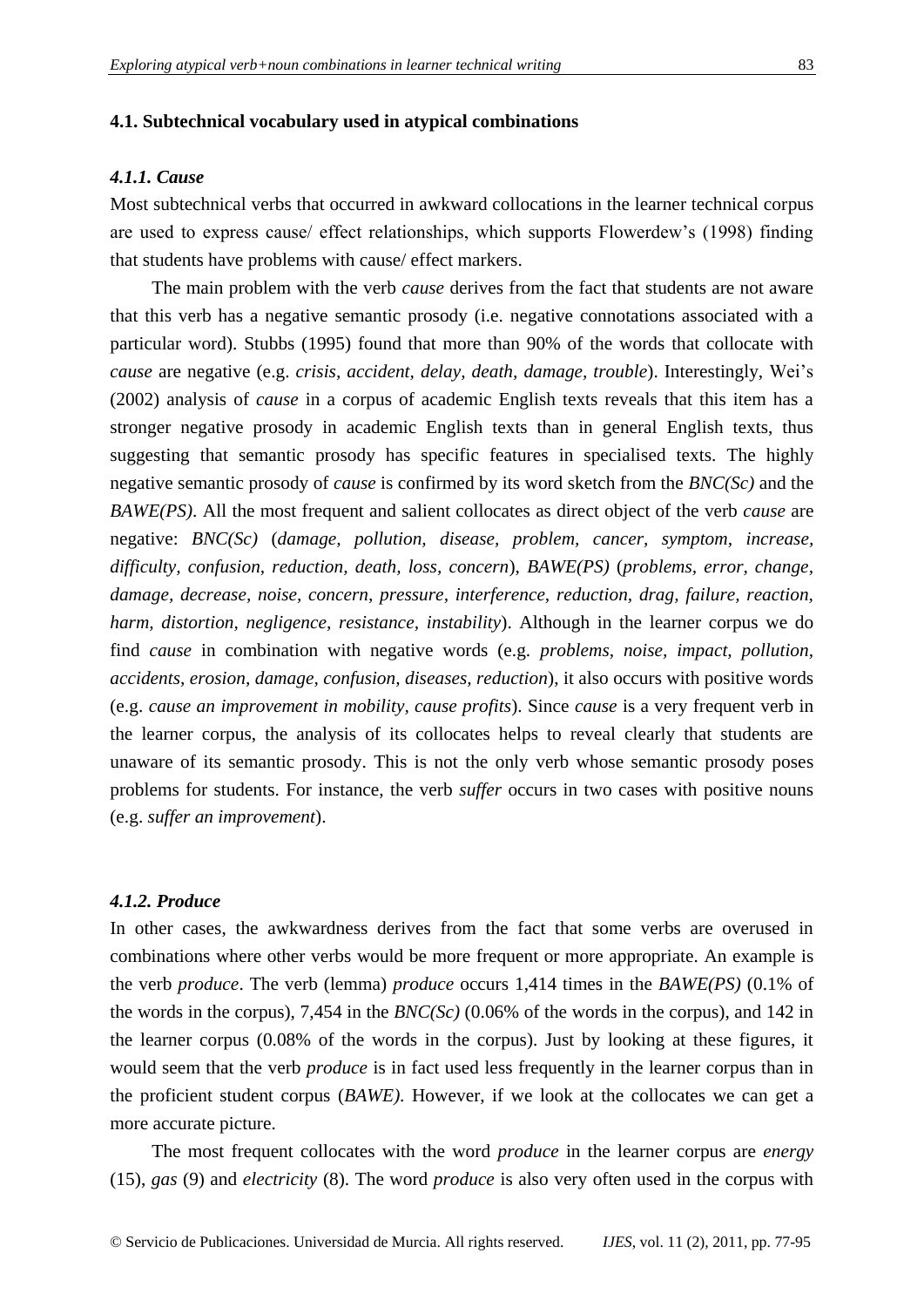## 4.1. Subtechnical vocabulary used in atypical combinations

### *4.1.1. Cause*

Most subtechnical verbs that occurred in awkward collocations in the learner technical corpus are used to express cause/ effect relationships, which supports Flowerdew's (1998) finding that students have problems with cause/ effect markers.

The main problem with the verb *cause* derives from the fact that students are not aware that this verb has a negative semantic prosody (i.e. negative connotations associated with a particular word). Stubbs (1995) found that more than 90% of the words that collocate with *cause* are negative (e.g. *crisis, accident, delay, death, damage, trouble*). Interestingly, Wei's (2002) analysis of *cause* in a corpus of academic English texts reveals that this item has a stronger negative prosody in academic English texts than in general English texts, thus suggesting that semantic prosody has specific features in specialised texts. The highly negative semantic prosody of *cause* is confirmed by its word sketch from the *BNC(Sc)* and the *BAWE(PS)*. All the most frequent and salient collocates as direct object of the verb *cause* are negative: *BNC(Sc)* (*damage, pollution, disease, problem, cancer, symptom, increase, difficulty, confusion, reduction, death, loss, concern*), *BAWE(PS)* (*problems, error, change, damage, decrease, noise, concern, pressure, interference, reduction, drag, failure, reaction, harm, distortion, negligence, resistance, instability*). Although in the learner corpus we do find *cause* in combination with negative words (e.g. *problems, noise, impact, pollution, accidents, erosion, damage, confusion, diseases, reduction*), it also occurs with positive words (e.g. *cause an improvement in mobility, cause profits*). Since *cause* is a very frequent verb in the learner corpus, the analysis of its collocates helps to reveal clearly that students are unaware of its semantic prosody. This is not the only verb whose semantic prosody poses problems for students. For instance, the verb *suffer* occurs in two cases with positive nouns (e.g. *suffer an improvement*).

### *4.1.2. Produce*

In other cases, the awkwardness derives from the fact that some verbs are overused in combinations where other verbs would be more frequent or more appropriate. An example is the verb *produce*. The verb (lemma) *produce* occurs 1,414 times in the *BAWE(PS)* (0.1% of the words in the corpus), 7,454 in the *BNC(Sc)* (0.06% of the words in the corpus), and 142 in the learner corpus (0.08% of the words in the corpus). Just by looking at these figures, it would seem that the verb *produce* is in fact used less frequently in the learner corpus than in the proficient student corpus (*BAWE)*. However, if we look at the collocates we can get a more accurate picture.

The most frequent collocates with the word *produce* in the learner corpus are *energy* (15), *gas* (9) and *electricity* (8). The word *produce* is also very often used in the corpus with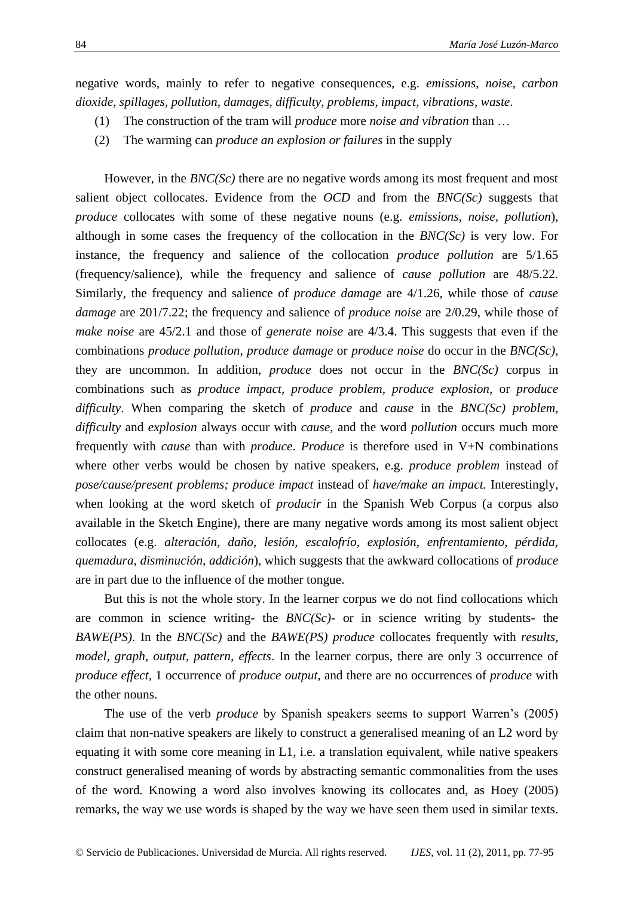negative words, mainly to refer to negative consequences, e.g. *emissions, noise, carbon dioxide, spillages, pollution, damages, difficulty, problems, impact, vibrations, waste*.

(1) The construction of the tram will *produce* more *noise and vibration* than …

(2) The warming can *produce an explosion or failures* in the supply

However, in the *BNC(Sc)* there are no negative words among its most frequent and most salient object collocates. Evidence from the *OCD* and from the *BNC(Sc)* suggests that *produce* collocates with some of these negative nouns (e.g. *emissions, noise, pollution*), although in some cases the frequency of the collocation in the *BNC(Sc)* is very low. For instance, the frequency and salience of the collocation *produce pollution* are 5/1.65 (frequency/salience), while the frequency and salience of *cause pollution* are 48/5.22. Similarly, the frequency and salience of *produce damage* are 4/1.26, while those of *cause damage* are 201/7.22; the frequency and salience of *produce noise* are 2/0.29, while those of *make noise* are 45/2.1 and those of *generate noise* are 4/3.4. This suggests that even if the combinations *produce pollution, produce damage* or *produce noise* do occur in the *BNC(Sc)*, they are uncommon. In addition, *produce* does not occur in the *BNC(Sc)* corpus in combinations such as *produce impact, produce problem, produce explosion,* or *produce difficulty*. When comparing the sketch of *produce* and *cause* in the *BNC(Sc) problem, difficulty* and *explosion* always occur with *cause*, and the word *pollution* occurs much more frequently with *cause* than with *produce*. *Produce* is therefore used in V+N combinations where other verbs would be chosen by native speakers, e.g. *produce problem* instead of *pose/cause/present problems; produce impact* instead of *have/make an impact.* Interestingly, when looking at the word sketch of *producir* in the Spanish Web Corpus (a corpus also available in the Sketch Engine), there are many negative words among its most salient object collocates (e.g. *alteración, daño, lesión, escalofrío, explosión, enfrentamiento, pérdida, quemadura, disminución, addición*), which suggests that the awkward collocations of *produce* are in part due to the influence of the mother tongue.

But this is not the whole story. In the learner corpus we do not find collocations which are common in science writing- the *BNC(Sc)*- or in science writing by students- the *BAWE(PS)*. In the *BNC(Sc)* and the *BAWE(PS) produce* collocates frequently with *results, model, graph, output, pattern, effects*. In the learner corpus, there are only 3 occurrence of *produce effect*, 1 occurrence of *produce output*, and there are no occurrences of *produce* with the other nouns.

The use of the verb *produce* by Spanish speakers seems to support Warren's (2005) claim that non-native speakers are likely to construct a generalised meaning of an L2 word by equating it with some core meaning in L1, i.e. a translation equivalent, while native speakers construct generalised meaning of words by abstracting semantic commonalities from the uses of the word. Knowing a word also involves knowing its collocates and, as Hoey (2005) remarks, the way we use words is shaped by the way we have seen them used in similar texts.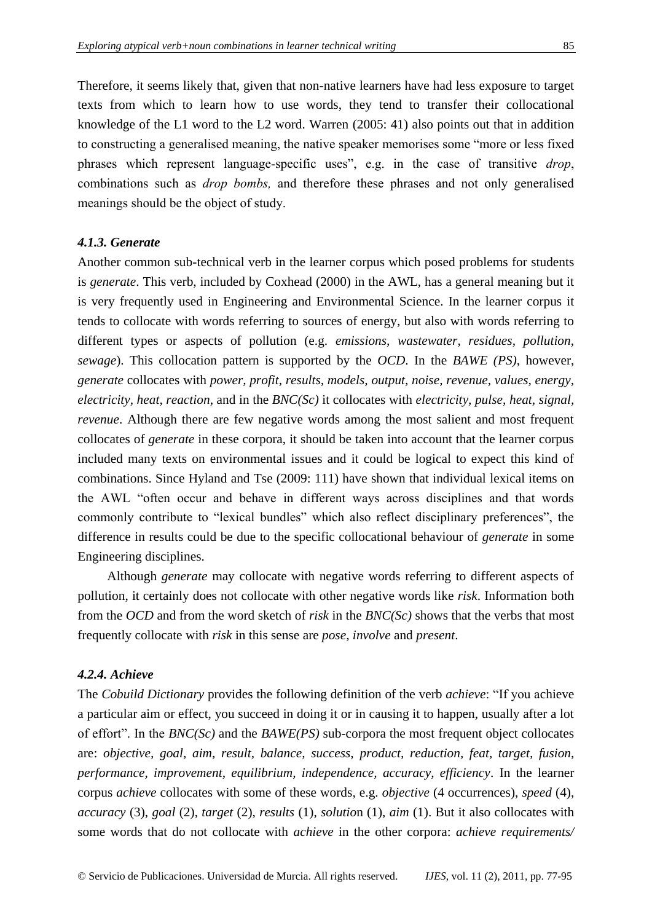Therefore, it seems likely that, given that non-native learners have had less exposure to target texts from which to learn how to use words, they tend to transfer their collocational knowledge of the L1 word to the L2 word. Warren (2005: 41) also points out that in addition to constructing a generalised meaning, the native speaker memorises some "more or less fixed phrases which represent language-specific uses", e.g. in the case of transitive *drop*, combinations such as *drop bombs,* and therefore these phrases and not only generalised meanings should be the object of study.

### *4.1.3. Generate*

Another common sub-technical verb in the learner corpus which posed problems for students is *generate*. This verb, included by Coxhead (2000) in the AWL, has a general meaning but it is very frequently used in Engineering and Environmental Science. In the learner corpus it tends to collocate with words referring to sources of energy, but also with words referring to different types or aspects of pollution (e.g. *emissions*, *wastewater*, *residues*, *pollution*, *sewage*). This collocation pattern is supported by the *OCD*. In the *BAWE (PS)*, however, *generate* collocates with *power, profit*, *results*, *models, output, noise, revenue, values, energy*, *electricity*, *heat, reaction*, and in the *BNC(Sc)* it collocates with *electricity, pulse, heat, signal*, *revenue*. Although there are few negative words among the most salient and most frequent collocates of *generate* in these corpora, it should be taken into account that the learner corpus included many texts on environmental issues and it could be logical to expect this kind of combinations. Since Hyland and Tse (2009: 111) have shown that individual lexical items on the AWL "often occur and behave in different ways across disciplines and that words commonly contribute to "lexical bundles" which also reflect disciplinary preferences", the difference in results could be due to the specific collocational behaviour of *generate* in some Engineering disciplines.

Although *generate* may collocate with negative words referring to different aspects of pollution, it certainly does not collocate with other negative words like *risk*. Information both from the *OCD* and from the word sketch of *risk* in the *BNC(Sc)* shows that the verbs that most frequently collocate with *risk* in this sense are *pose, involve* and *present*.

### *4.2.4. Achieve*

The *Cobuild Dictionary* provides the following definition of the verb *achieve*: "If you achieve a particular aim or effect, you succeed in doing it or in causing it to happen, usually after a lot of effort". In the *BNC(Sc)* and the *BAWE(PS)* sub-corpora the most frequent object collocates are: *objective, goal, aim, result, balance, success, product, reduction, feat, target, fusion, performance, improvement, equilibrium, independence, accuracy, efficiency*. In the learner corpus *achieve* collocates with some of these words, e.g. *objective* (4 occurrences), *speed* (4), *accuracy* (3), *goal* (2), *target* (2), *results* (1), *solution* (1), *aim* (1). But it also collocates with some words that do not collocate with *achieve* in the other corpora: *achieve requirements/*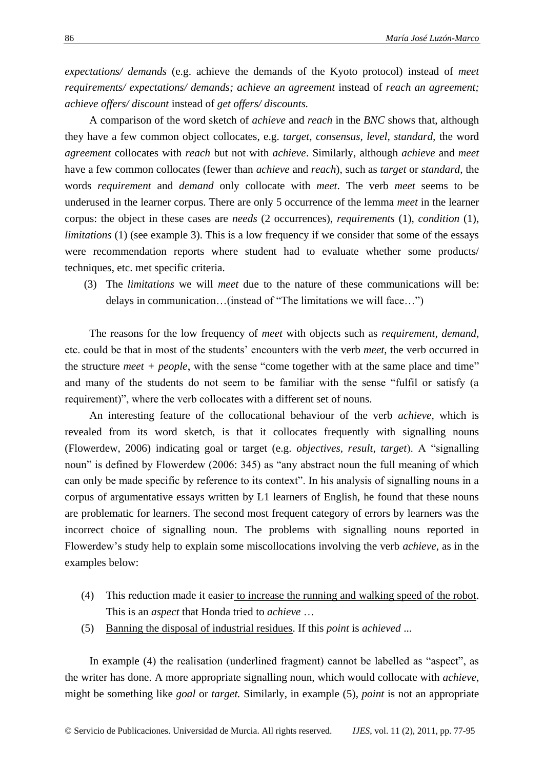*expectations/ demands* (e.g. achieve the demands of the Kyoto protocol) instead of *meet requirements/ expectations/ demands; achieve an agreement* instead of *reach an agreement; achieve offers/ discount* instead of *get offers/ discounts.*

A comparison of the word sketch of *achieve* and *reach* in the *BNC* shows that, although they have a few common object collocates, e.g. *target, consensus, level, standard*, the word *agreement* collocates with *reach* but not with *achieve*. Similarly, although *achieve* and *meet* have a few common collocates (fewer than *achieve* and *reach*), such as *target* or *standard*, the words *requirement* and *demand* only collocate with *meet*. The verb *meet* seems to be underused in the learner corpus. There are only 5 occurrence of the lemma *meet* in the learner corpus: the object in these cases are *needs* (2 occurrences), *requirements* (1), *condition* (1), *limitations* (1) (see example 3). This is a low frequency if we consider that some of the essays were recommendation reports where student had to evaluate whether some products/ techniques, etc. met specific criteria.

(3) The *limitations* we will *meet* due to the nature of these communications will be: delays in communication…(instead of "The limitations we will face…")

The reasons for the low frequency of *meet* with objects such as *requirement, demand*, etc. could be that in most of the students' encounters with the verb *meet*, the verb occurred in the structure *meet + people*, with the sense "come together with at the same place and time" and many of the students do not seem to be familiar with the sense "fulfil or satisfy (a requirement)", where the verb collocates with a different set of nouns.

An interesting feature of the collocational behaviour of the verb *achieve,* which is revealed from its word sketch, is that it collocates frequently with signalling nouns (Flowerdew, 2006) indicating goal or target (e.g. *objectives, result, target*). A "signalling noun" is defined by Flowerdew (2006: 345) as "any abstract noun the full meaning of which can only be made specific by reference to its context". In his analysis of signalling nouns in a corpus of argumentative essays written by L1 learners of English, he found that these nouns are problematic for learners. The second most frequent category of errors by learners was the incorrect choice of signalling noun. The problems with signalling nouns reported in Flowerdew's study help to explain some miscollocations involving the verb *achieve*, as in the examples below:

(4) This reduction made it easier <u>to increase the running and walking speed of the robot</u>. This is an *aspect* that Honda tried to *achieve* …

(5) <u>Banning the disposal of industrial residues</u>. If this *point* is *achieved* ...

In example (4) the realisation (underlined fragment) cannot be labelled as "aspect", as the writer has done. A more appropriate signalling noun, which would collocate with *achieve*, might be something like *goal* or *target.* Similarly, in example (5), *point* is not an appropriate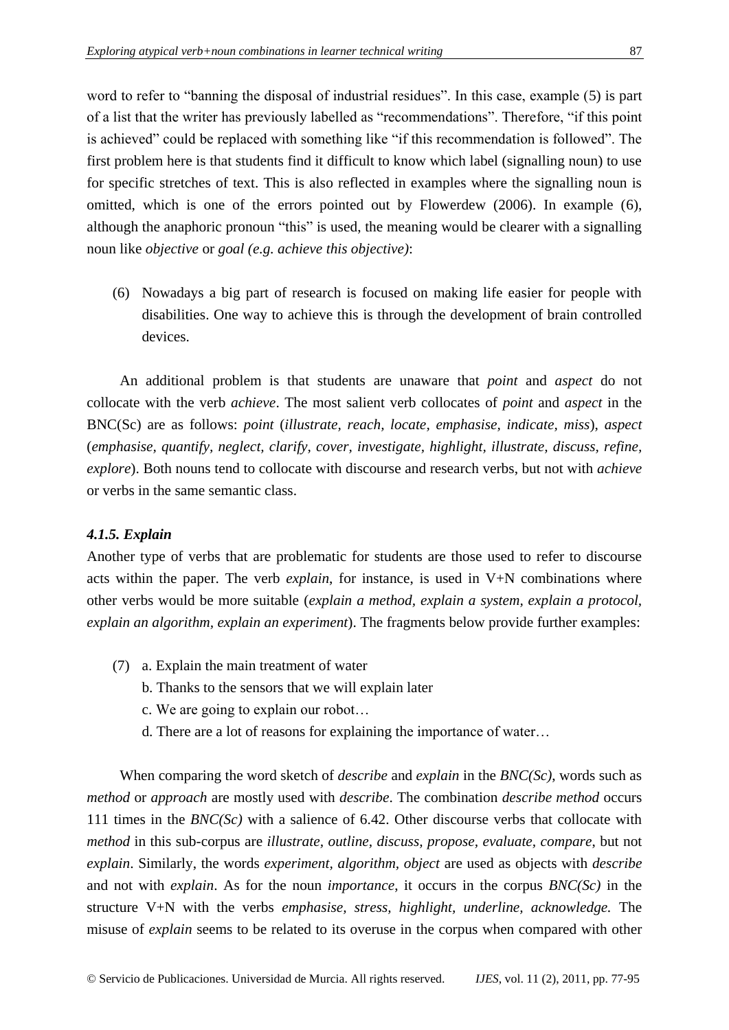word to refer to "banning the disposal of industrial residues". In this case, example (5) is part of a list that the writer has previously labelled as "recommendations". Therefore, "if this point is achieved" could be replaced with something like "if this recommendation is followed". The first problem here is that students find it difficult to know which label (signalling noun) to use for specific stretches of text. This is also reflected in examples where the signalling noun is omitted, which is one of the errors pointed out by Flowerdew (2006). In example (6), although the anaphoric pronoun "this" is used, the meaning would be clearer with a signalling noun like *objective* or *goal (e.g. achieve this objective)*:

(6) Nowadays a big part of research is focused on making life easier for people with disabilities. One way to achieve this is through the development of brain controlled devices.

An additional problem is that students are unaware that *point* and *aspect* do not collocate with the verb *achieve*. The most salient verb collocates of *point* and *aspect* in the BNC(Sc) are as follows: *point* (*illustrate, reach, locate, emphasise, indicate, miss*), *aspect* (*emphasise, quantify, neglect, clarify, cover, investigate, highlight, illustrate, discuss, refine, explore*). Both nouns tend to collocate with discourse and research verbs, but not with *achieve* or verbs in the same semantic class.

#### *4.1.5. Explain*

Another type of verbs that are problematic for students are those used to refer to discourse acts within the paper. The verb *explain*, for instance, is used in V+N combinations where other verbs would be more suitable (*explain a method, explain a system, explain a protocol, explain an algorithm, explain an experiment*). The fragments below provide further examples:

(7) a. Explain the main treatment of water
 b. Thanks to the sensors that we will explain later
 c. We are going to explain our robot…
 d. There are a lot of reasons for explaining the importance of water…

When comparing the word sketch of *describe* and *explain* in the *BNC(Sc)*, words such as *method* or *approach* are mostly used with *describe*. The combination *describe method* occurs 111 times in the *BNC(Sc)* with a salience of 6.42. Other discourse verbs that collocate with *method* in this sub-corpus are *illustrate, outline, discuss, propose, evaluate, compare*, but not *explain*. Similarly, the words *experiment, algorithm, object* are used as objects with *describe* and not with *explain*. As for the noun *importance*, it occurs in the corpus *BNC(Sc)* in the structure V+N with the verbs *emphasise, stress, highlight, underline, acknowledge.* The misuse of *explain* seems to be related to its overuse in the corpus when compared with other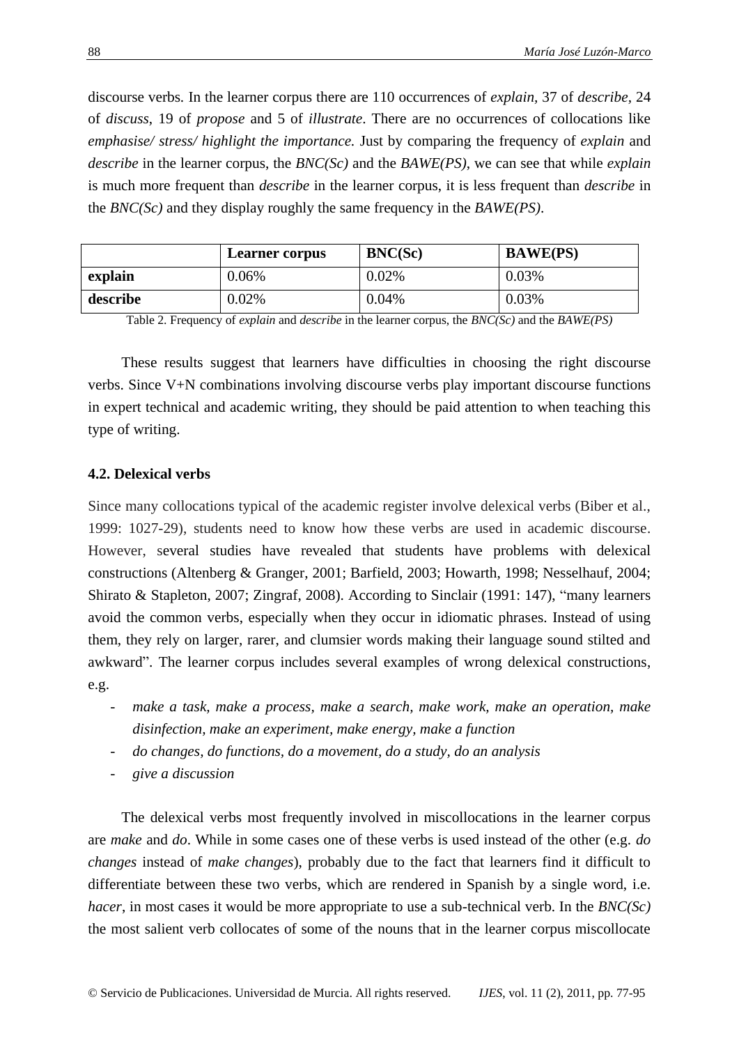discourse verbs. In the learner corpus there are 110 occurrences of *explain*, 37 of *describe*, 24 of *discuss*, 19 of *propose* and 5 of *illustrate*. There are no occurrences of collocations like *emphasise/ stress/ highlight the importance.* Just by comparing the frequency of *explain* and *describe* in the learner corpus, the *BNC(Sc)* and the *BAWE(PS)*, we can see that while *explain* is much more frequent than *describe* in the learner corpus, it is less frequent than *describe* in the *BNC(Sc)* and they display roughly the same frequency in the *BAWE(PS)*.

| | **Learner corpus** | **BNC(Sc)** | **BAWE(PS)** |
|---|---|---|---|
| **explain** | 0.06% | 0.02% | 0.03% |
| **describe** | 0.02% | 0.04% | 0.03% |

Table 2. Frequency of *explain* and *describe* in the learner corpus, the *BNC(Sc)* and the *BAWE(PS)*

These results suggest that learners have difficulties in choosing the right discourse verbs. Since V+N combinations involving discourse verbs play important discourse functions in expert technical and academic writing, they should be paid attention to when teaching this type of writing.

### 4.2. Delexical verbs

Since many collocations typical of the academic register involve delexical verbs (Biber et al., 1999: 1027-29), students need to know how these verbs are used in academic discourse. However, several studies have revealed that students have problems with delexical constructions (Altenberg & Granger, 2001; Barfield, 2003; Howarth, 1998; Nesselhauf, 2004; Shirato & Stapleton, 2007; Zingraf, 2008). According to Sinclair (1991: 147), "many learners avoid the common verbs, especially when they occur in idiomatic phrases. Instead of using them, they rely on larger, rarer, and clumsier words making their language sound stilted and awkward". The learner corpus includes several examples of wrong delexical constructions, e.g.

- *make a task, make a process, make a search, make work, make an operation, make disinfection, make an experiment, make energy, make a function*
- *do changes, do functions, do a movement, do a study, do an analysis*
- *give a discussion*

The delexical verbs most frequently involved in miscollocations in the learner corpus are *make* and *do*. While in some cases one of these verbs is used instead of the other (e.g. *do changes* instead of *make changes*), probably due to the fact that learners find it difficult to differentiate between these two verbs, which are rendered in Spanish by a single word, i.e. *hacer*, in most cases it would be more appropriate to use a sub-technical verb. In the *BNC(Sc)* the most salient verb collocates of some of the nouns that in the learner corpus miscollocate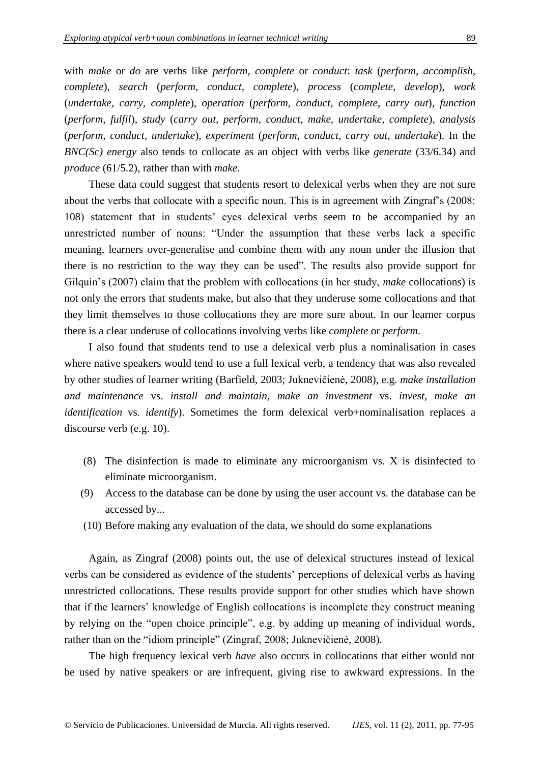with *make* or *do* are verbs like *perform, complete* or *conduct*: *task* (*perform, accomplish, complete*), *search* (*perform, conduct, complete*), *process* (*complete, develop*), *work* (*undertake, carry, complete*), *operation* (*perform, conduct, complete, carry out*), *function* (*perform, fulfil*), *study* (*carry out, perform, conduct, make, undertake, complete*), *analysis* (*perform, conduct, undertake*), *experiment* (*perform, conduct, carry out, undertake*). In the *BNC(Sc) energy* also tends to collocate as an object with verbs like *generate* (33/6.34) and *produce* (61/5.2), rather than with *make*.

These data could suggest that students resort to delexical verbs when they are not sure about the verbs that collocate with a specific noun. This is in agreement with Zingraf's (2008: 108) statement that in students' eyes delexical verbs seem to be accompanied by an unrestricted number of nouns: "Under the assumption that these verbs lack a specific meaning, learners over-generalise and combine them with any noun under the illusion that there is no restriction to the way they can be used". The results also provide support for Gilquin's (2007) claim that the problem with collocations (in her study, *make* collocations) is not only the errors that students make, but also that they underuse some collocations and that they limit themselves to those collocations they are more sure about. In our learner corpus there is a clear underuse of collocations involving verbs like *complete* or *perform*.

I also found that students tend to use a delexical verb plus a nominalisation in cases where native speakers would tend to use a full lexical verb, a tendency that was also revealed by other studies of learner writing (Barfield, 2003; Juknevičienė, 2008), e.g. *make installation and maintenance* vs. *install and maintain*, *make an investment* vs. *invest*, *make an identification* vs. *identify*). Sometimes the form delexical verb+nominalisation replaces a discourse verb (e.g. 10).

(8) The disinfection is made to eliminate any microorganism vs. X is disinfected to eliminate microorganism.

(9) Access to the database can be done by using the user account vs. the database can be accessed by...

(10) Before making any evaluation of the data, we should do some explanations

Again, as Zingraf (2008) points out, the use of delexical structures instead of lexical verbs can be considered as evidence of the students' perceptions of delexical verbs as having unrestricted collocations. These results provide support for other studies which have shown that if the learners' knowledge of English collocations is incomplete they construct meaning by relying on the "open choice principle", e.g. by adding up meaning of individual words, rather than on the "idiom principle" (Zingraf, 2008; Juknevičienė, 2008).

The high frequency lexical verb *have* also occurs in collocations that either would not be used by native speakers or are infrequent, giving rise to awkward expressions. In the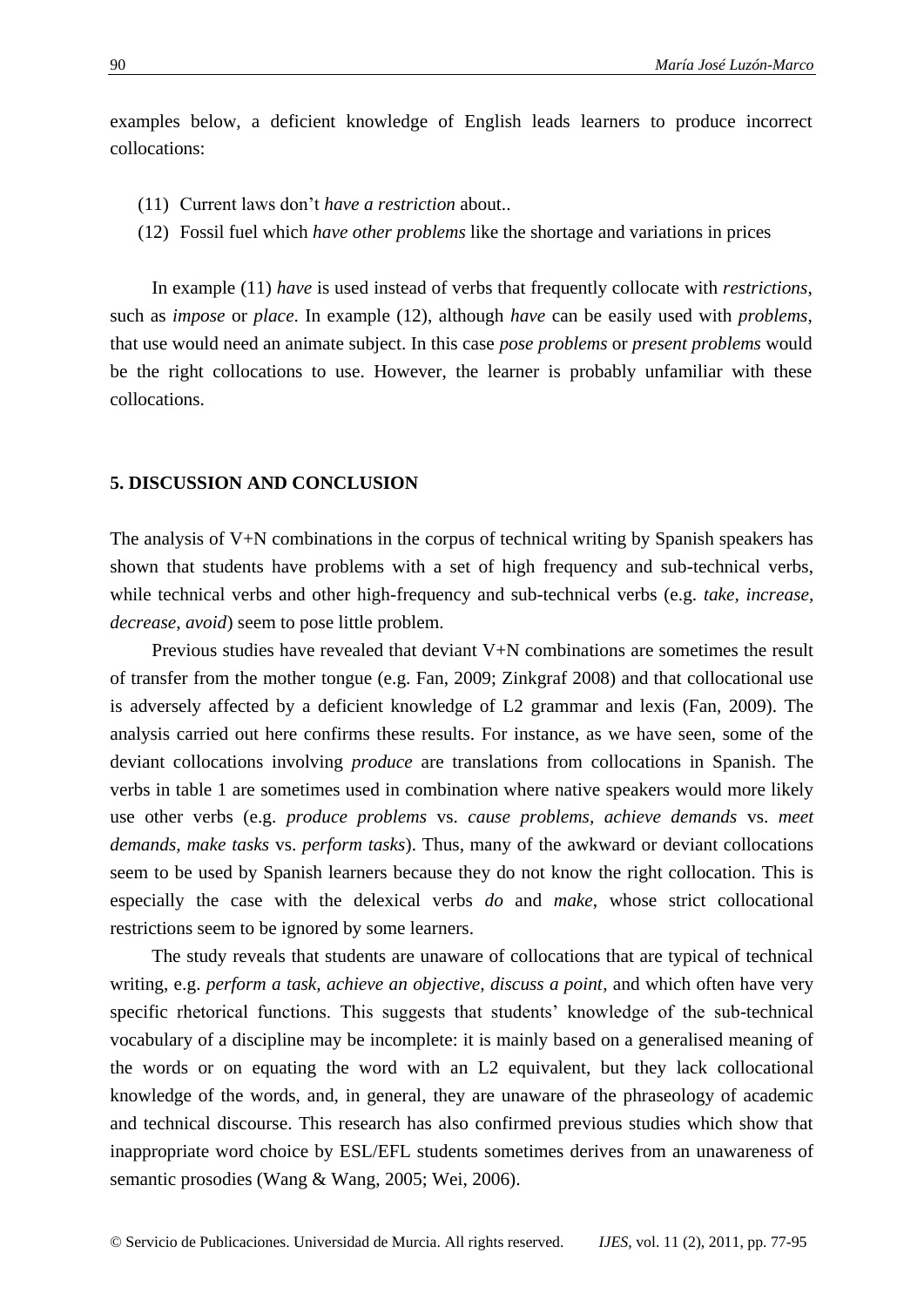examples below, a deficient knowledge of English leads learners to produce incorrect collocations:

(11) Current laws don't *have a restriction* about..

(12) Fossil fuel which *have other problems* like the shortage and variations in prices

In example (11) *have* is used instead of verbs that frequently collocate with *restrictions*, such as *impose* or *place*. In example (12), although *have* can be easily used with *problems*, that use would need an animate subject. In this case *pose problems* or *present problems* would be the right collocations to use. However, the learner is probably unfamiliar with these collocations.

## 5. DISCUSSION AND CONCLUSION

The analysis of V+N combinations in the corpus of technical writing by Spanish speakers has shown that students have problems with a set of high frequency and sub-technical verbs, while technical verbs and other high-frequency and sub-technical verbs (e.g. *take, increase, decrease, avoid*) seem to pose little problem.

Previous studies have revealed that deviant V+N combinations are sometimes the result of transfer from the mother tongue (e.g. Fan, 2009; Zinkgraf 2008) and that collocational use is adversely affected by a deficient knowledge of L2 grammar and lexis (Fan, 2009). The analysis carried out here confirms these results. For instance, as we have seen, some of the deviant collocations involving *produce* are translations from collocations in Spanish. The verbs in table 1 are sometimes used in combination where native speakers would more likely use other verbs (e.g. *produce problems* vs. *cause problems, achieve demands* vs. *meet demands, make tasks* vs. *perform tasks*). Thus, many of the awkward or deviant collocations seem to be used by Spanish learners because they do not know the right collocation. This is especially the case with the delexical verbs *do* and *make*, whose strict collocational restrictions seem to be ignored by some learners.

The study reveals that students are unaware of collocations that are typical of technical writing, e.g. *perform a task, achieve an objective, discuss a point*, and which often have very specific rhetorical functions. This suggests that students' knowledge of the sub-technical vocabulary of a discipline may be incomplete: it is mainly based on a generalised meaning of the words or on equating the word with an L2 equivalent, but they lack collocational knowledge of the words, and, in general, they are unaware of the phraseology of academic and technical discourse. This research has also confirmed previous studies which show that inappropriate word choice by ESL/EFL students sometimes derives from an unawareness of semantic prosodies (Wang & Wang, 2005; Wei, 2006).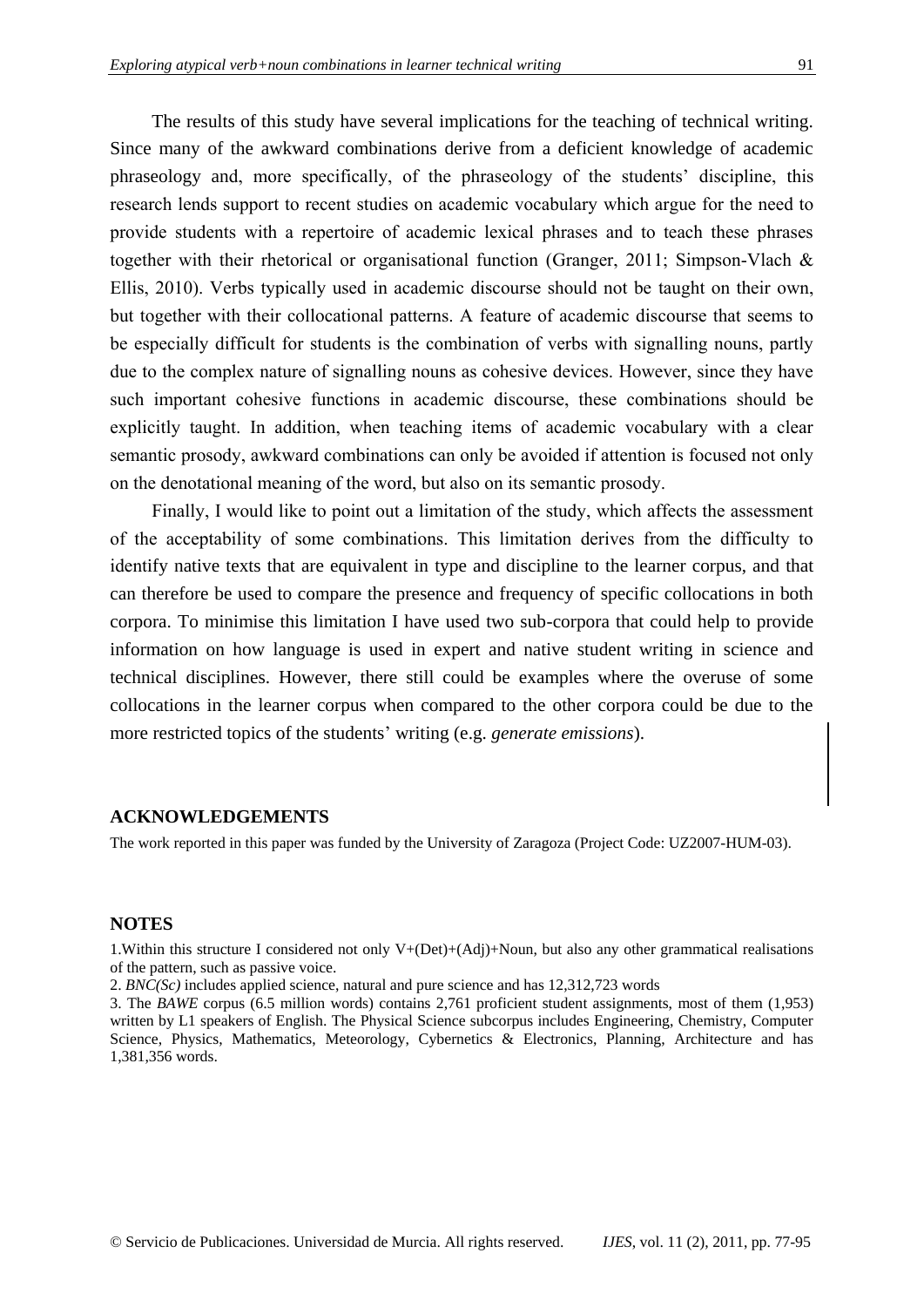The results of this study have several implications for the teaching of technical writing. Since many of the awkward combinations derive from a deficient knowledge of academic phraseology and, more specifically, of the phraseology of the students' discipline, this research lends support to recent studies on academic vocabulary which argue for the need to provide students with a repertoire of academic lexical phrases and to teach these phrases together with their rhetorical or organisational function (Granger, 2011; Simpson-Vlach & Ellis, 2010). Verbs typically used in academic discourse should not be taught on their own, but together with their collocational patterns. A feature of academic discourse that seems to be especially difficult for students is the combination of verbs with signalling nouns, partly due to the complex nature of signalling nouns as cohesive devices. However, since they have such important cohesive functions in academic discourse, these combinations should be explicitly taught. In addition, when teaching items of academic vocabulary with a clear semantic prosody, awkward combinations can only be avoided if attention is focused not only on the denotational meaning of the word, but also on its semantic prosody.

Finally, I would like to point out a limitation of the study, which affects the assessment of the acceptability of some combinations. This limitation derives from the difficulty to identify native texts that are equivalent in type and discipline to the learner corpus, and that can therefore be used to compare the presence and frequency of specific collocations in both corpora. To minimise this limitation I have used two sub-corpora that could help to provide information on how language is used in expert and native student writing in science and technical disciplines. However, there still could be examples where the overuse of some collocations in the learner corpus when compared to the other corpora could be due to the more restricted topics of the students' writing (e.g. *generate emissions*).

## ACKNOWLEDGEMENTS

The work reported in this paper was funded by the University of Zaragoza (Project Code: UZ2007-HUM-03).

## NOTES

1.Within this structure I considered not only V+(Det)+(Adj)+Noun, but also any other grammatical realisations of the pattern, such as passive voice.

2. *BNC(Sc)* includes applied science, natural and pure science and has 12,312,723 words

3. The *BAWE* corpus (6.5 million words) contains 2,761 proficient student assignments, most of them (1,953) written by L1 speakers of English. The Physical Science subcorpus includes Engineering, Chemistry, Computer Science, Physics, Mathematics, Meteorology, Cybernetics & Electronics, Planning, Architecture and has 1,381,356 words.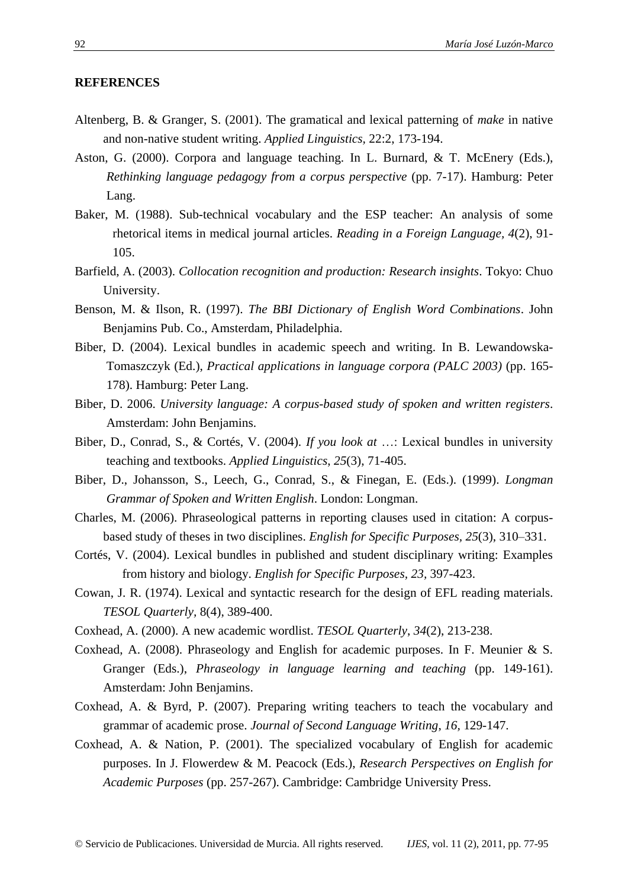**REFERENCES**

Altenberg, B. & Granger, S. (2001). The gramatical and lexical patterning of *make* in native and non-native student writing. *Applied Linguistics*, 22:2, 173-194.

Aston, G. (2000). Corpora and language teaching. In L. Burnard, & T. McEnery (Eds.), *Rethinking language pedagogy from a corpus perspective* (pp. 7-17). Hamburg: Peter Lang.

Baker, M. (1988). Sub-technical vocabulary and the ESP teacher: An analysis of some rhetorical items in medical journal articles. *Reading in a Foreign Language*, *4*(2), 91-105.

Barfield, A. (2003). *Collocation recognition and production: Research insights*. Tokyo: Chuo University.

Benson, M. & Ilson, R. (1997). *The BBI Dictionary of English Word Combinations*. John Benjamins Pub. Co., Amsterdam, Philadelphia.

Biber, D. (2004). Lexical bundles in academic speech and writing. In B. Lewandowska-Tomaszczyk (Ed.), *Practical applications in language corpora (PALC 2003)* (pp. 165-178). Hamburg: Peter Lang.

Biber, D. 2006. *University language: A corpus-based study of spoken and written registers*. Amsterdam: John Benjamins.

Biber, D., Conrad, S., & Cortés, V. (2004). *If you look at* …: Lexical bundles in university teaching and textbooks. *Applied Linguistics*, *25*(3), 71-405.

Biber, D., Johansson, S., Leech, G., Conrad, S., & Finegan, E. (Eds.). (1999). *Longman Grammar of Spoken and Written English*. London: Longman.

Charles, M. (2006). Phraseological patterns in reporting clauses used in citation: A corpus-based study of theses in two disciplines. *English for Specific Purposes*, *25*(3), 310–331.

Cortés, V. (2004). Lexical bundles in published and student disciplinary writing: Examples from history and biology. *English for Specific Purposes*, *23*, 397-423.

Cowan, J. R. (1974). Lexical and syntactic research for the design of EFL reading materials. *TESOL Quarterly*, 8(4), 389-400.

Coxhead, A. (2000). A new academic wordlist. *TESOL Quarterly*, *34*(2), 213-238.

Coxhead, A. (2008). Phraseology and English for academic purposes. In F. Meunier & S. Granger (Eds.), *Phraseology in language learning and teaching* (pp. 149-161). Amsterdam: John Benjamins.

Coxhead, A. & Byrd, P. (2007). Preparing writing teachers to teach the vocabulary and grammar of academic prose. *Journal of Second Language Writing*, *16*, 129-147.

Coxhead, A. & Nation, P. (2001). The specialized vocabulary of English for academic purposes. In J. Flowerdew & M. Peacock (Eds.), *Research Perspectives on English for Academic Purposes* (pp. 257-267). Cambridge: Cambridge University Press.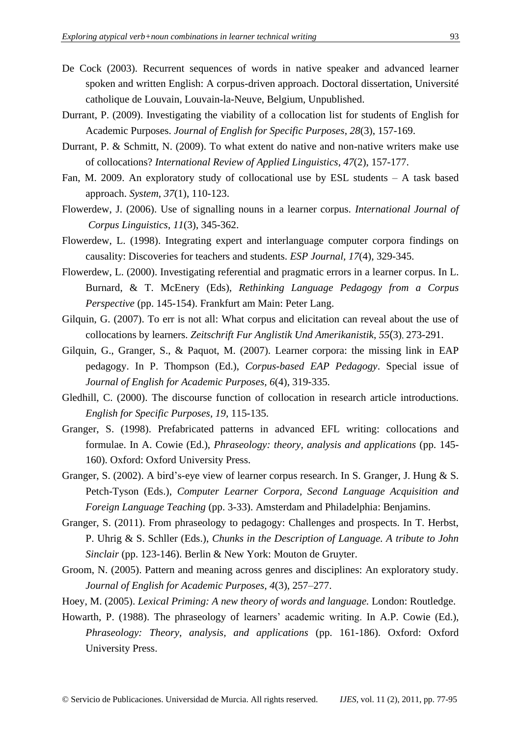De Cock (2003). Recurrent sequences of words in native speaker and advanced learner spoken and written English: A corpus-driven approach. Doctoral dissertation, Université catholique de Louvain, Louvain-la-Neuve, Belgium, Unpublished.

Durrant, P. (2009). Investigating the viability of a collocation list for students of English for Academic Purposes. *Journal of English for Specific Purposes*, *28*(3), 157-169.

Durrant, P. & Schmitt, N. (2009). To what extent do native and non-native writers make use of collocations? *International Review of Applied Linguistics*, *47*(2), 157-177.

Fan, M. 2009. An exploratory study of collocational use by ESL students – A task based approach. *System*, *37*(1), 110-123.

Flowerdew, J. (2006). Use of signalling nouns in a learner corpus. *International Journal of Corpus Linguistics*, *11*(3), 345-362.

Flowerdew, L. (1998). Integrating expert and interlanguage computer corpora findings on causality: Discoveries for teachers and students. *ESP Journal*, *17*(4), 329-345.

Flowerdew, L. (2000). Investigating referential and pragmatic errors in a learner corpus. In L. Burnard, & T. McEnery (Eds), *Rethinking Language Pedagogy from a Corpus Perspective* (pp. 145-154). Frankfurt am Main: Peter Lang.

Gilquin, G. (2007). To err is not all: What corpus and elicitation can reveal about the use of collocations by learners. *Zeitschrift Fur Anglistik Und Amerikanistik*, *55*(3), 273-291.

Gilquin, G., Granger, S., & Paquot, M. (2007). Learner corpora: the missing link in EAP pedagogy. In P. Thompson (Ed.), *Corpus-based EAP Pedagogy*. Special issue of *Journal of English for Academic Purposes, 6*(4), 319-335.

Gledhill, C. (2000). The discourse function of collocation in research article introductions. *English for Specific Purposes*, *19,* 115-135.

Granger, S. (1998). Prefabricated patterns in advanced EFL writing: collocations and formulae. In A. Cowie (Ed.), *Phraseology: theory, analysis and applications* (pp. 145-160). Oxford: Oxford University Press.

Granger, S. (2002). A bird's-eye view of learner corpus research. In S. Granger, J. Hung & S. Petch-Tyson (Eds.), *Computer Learner Corpora, Second Language Acquisition and Foreign Language Teaching* (pp. 3-33). Amsterdam and Philadelphia: Benjamins.

Granger, S. (2011). From phraseology to pedagogy: Challenges and prospects. In T. Herbst, P. Uhrig & S. Schller (Eds.), *Chunks in the Description of Language. A tribute to John Sinclair* (pp. 123-146). Berlin & New York: Mouton de Gruyter.

Groom, N. (2005). Pattern and meaning across genres and disciplines: An exploratory study. *Journal of English for Academic Purposes, 4*(3), 257–277.

Hoey, M. (2005). *Lexical Priming: A new theory of words and language.* London: Routledge.

Howarth, P. (1988). The phraseology of learners' academic writing. In A.P. Cowie (Ed.), *Phraseology: Theory, analysis, and applications* (pp. 161-186). Oxford: Oxford University Press.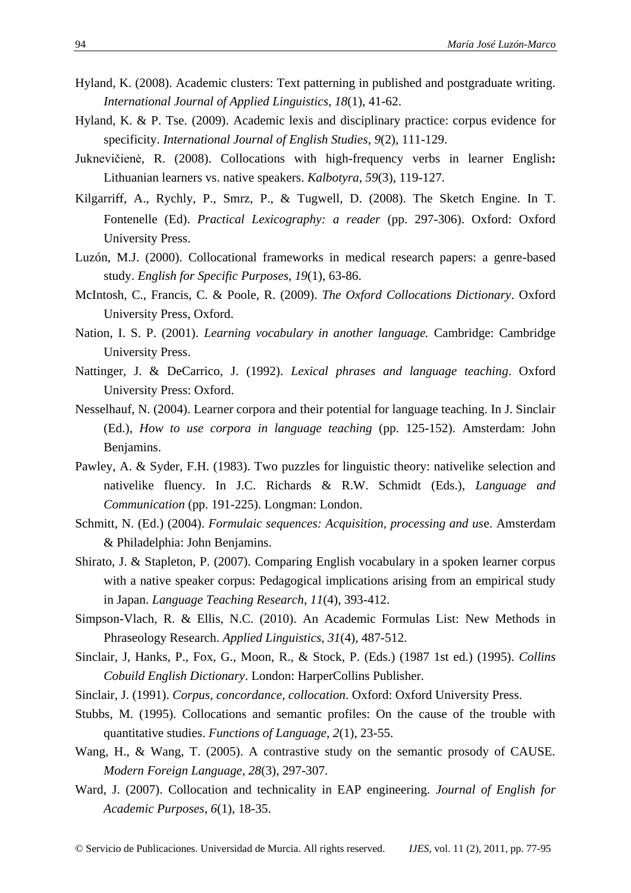Hyland, K. (2008). Academic clusters: Text patterning in published and postgraduate writing. *International Journal of Applied Linguistics, 18*(1), 41-62.

Hyland, K. & P. Tse. (2009). Academic lexis and disciplinary practice: corpus evidence for specificity. *International Journal of English Studies*, *9*(2), 111-129.

Juknevičienė, R. (2008). Collocations with high-frequency verbs in learner English**:** Lithuanian learners vs. native speakers. *Kalbotyra*, *59*(3), 119-127.

Kilgarriff, A., Rychly, P., Smrz, P., & Tugwell, D. (2008). The Sketch Engine. In T. Fontenelle (Ed). *Practical Lexicography: a reader* (pp. 297-306). Oxford: Oxford University Press.

Luzón, M.J. (2000). Collocational frameworks in medical research papers: a genre-based study. *English for Specific Purposes*, *19*(1), 63-86.

McIntosh, C., Francis, C. & Poole, R. (2009). *The Oxford Collocations Dictionary*. Oxford University Press, Oxford.

Nation, I. S. P. (2001). *Learning vocabulary in another language.* Cambridge: Cambridge University Press.

Nattinger, J. & DeCarrico, J. (1992). *Lexical phrases and language teaching*. Oxford University Press: Oxford.

Nesselhauf, N. (2004). Learner corpora and their potential for language teaching. In J. Sinclair (Ed.), *How to use corpora in language teaching* (pp. 125-152). Amsterdam: John Benjamins.

Pawley, A. & Syder, F.H. (1983). Two puzzles for linguistic theory: nativelike selection and nativelike fluency. In J.C. Richards & R.W. Schmidt (Eds.), *Language and Communication* (pp. 191-225). Longman: London.

Schmitt, N. (Ed.) (2004). *Formulaic sequences: Acquisition, processing and us*e. Amsterdam & Philadelphia: John Benjamins.

Shirato, J. & Stapleton, P. (2007). Comparing English vocabulary in a spoken learner corpus with a native speaker corpus: Pedagogical implications arising from an empirical study in Japan. *Language Teaching Research*, *11*(4), 393-412.

Simpson-Vlach, R. & Ellis, N.C. (2010). An Academic Formulas List: New Methods in Phraseology Research. *Applied Linguistics*, *31*(4), 487-512.

Sinclair, J, Hanks, P., Fox, G., Moon, R., & Stock, P. (Eds.) (1987 1st ed.) (1995). *Collins Cobuild English Dictionary*. London: HarperCollins Publisher.

Sinclair, J. (1991). *Corpus, concordance, collocation*. Oxford: Oxford University Press.

Stubbs, M. (1995). Collocations and semantic profiles: On the cause of the trouble with quantitative studies. *Functions of Language, 2*(1), 23-55.

Wang, H., & Wang, T. (2005). A contrastive study on the semantic prosody of CAUSE. *Modern Foreign Language*, *28*(3), 297-307.

Ward, J. (2007). Collocation and technicality in EAP engineering. *Journal of English for Academic Purposes*, *6*(1), 18-35.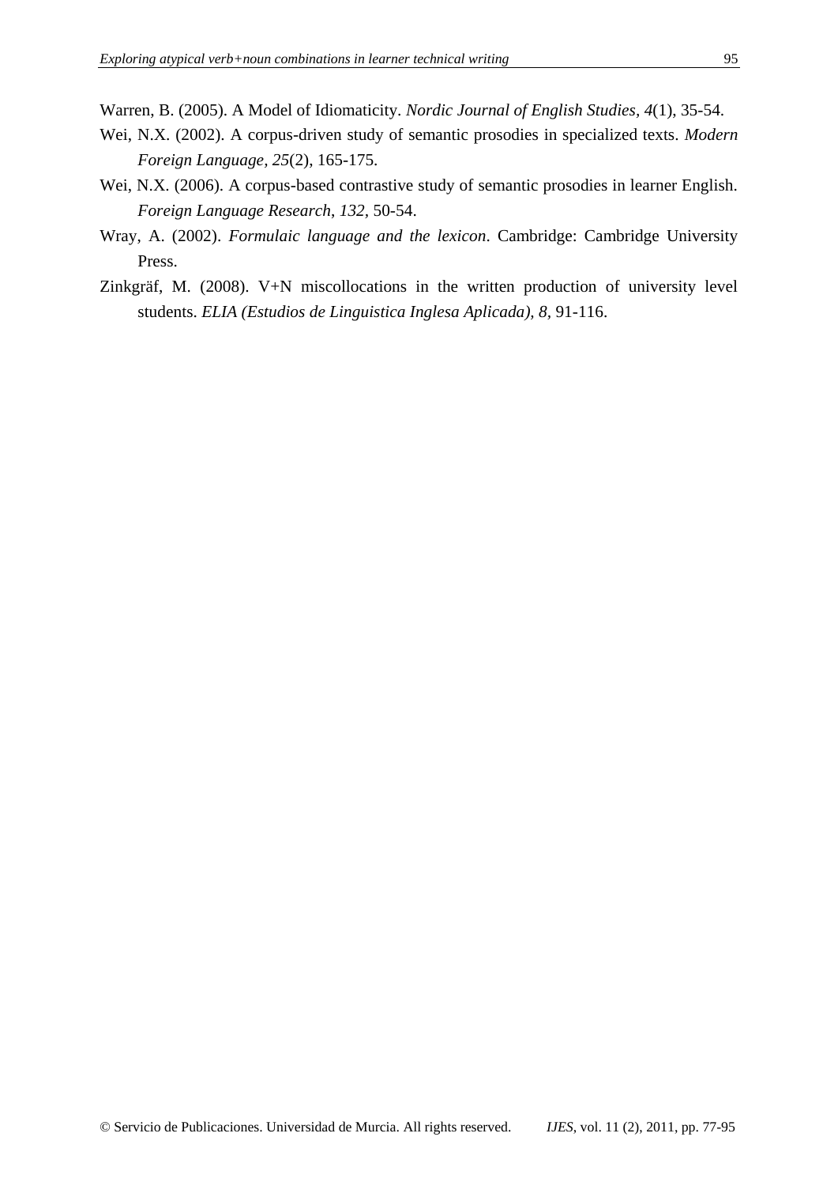Warren, B. (2005). A Model of Idiomaticity. *Nordic Journal of English Studies*, *4*(1), 35-54.

Wei, N.X. (2002). A corpus-driven study of semantic prosodies in specialized texts. *Modern Foreign Language*, *25*(2), 165-175.

Wei, N.X. (2006). A corpus-based contrastive study of semantic prosodies in learner English. *Foreign Language Research*, *132*, 50-54.

Wray, A. (2002). *Formulaic language and the lexicon*. Cambridge: Cambridge University Press.

Zinkgräf, M. (2008). V+N miscollocations in the written production of university level students. *ELIA (Estudios de Linguistica Inglesa Aplicada)*, *8*, 91-116.